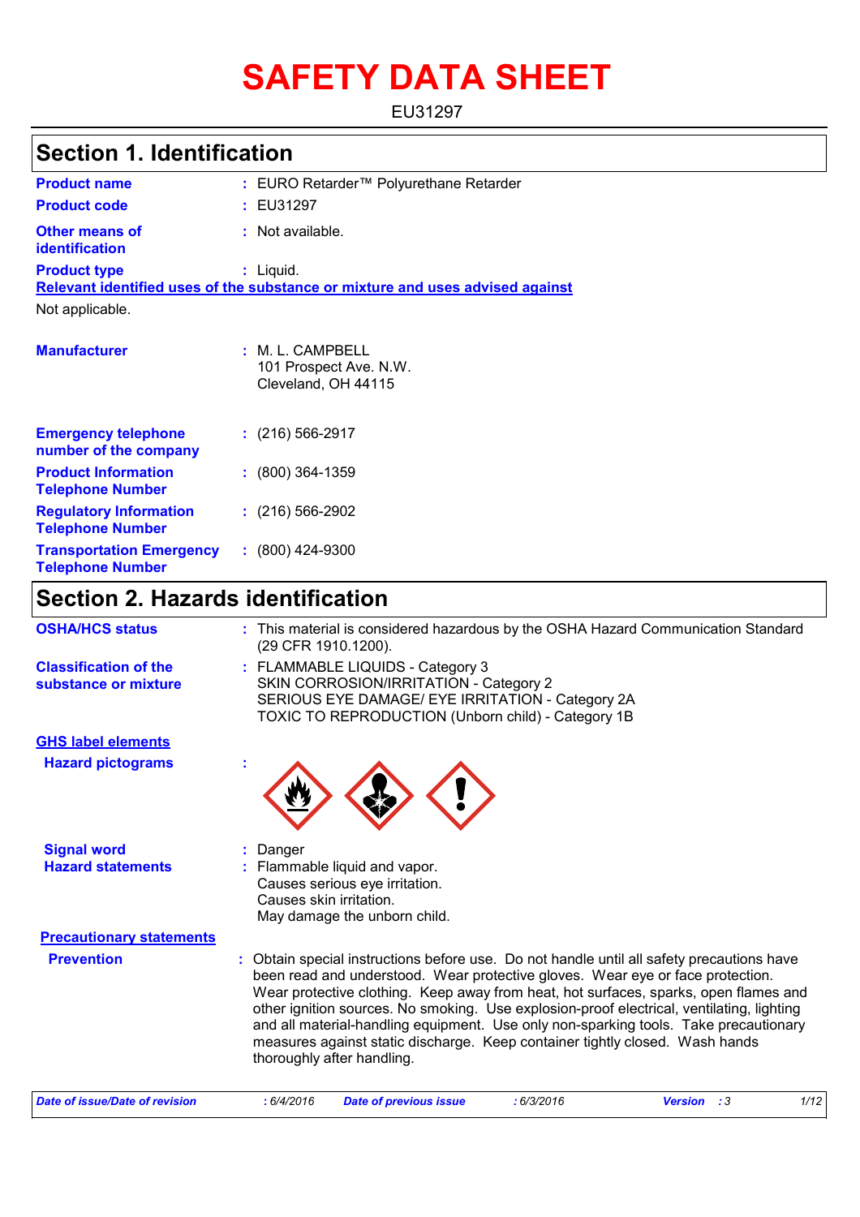# SAFETY DATA SHEET

EU31297

## Section 1. Identification

| | | |
|---|---|---|
| **Product name** | : | EURO Retarder™ Polyurethane Retarder |
| **Product code** | : | EU31297 |
| **Other means of identification** | : | Not available. |
| **Product type** | : | Liquid. |

**Relevant identified uses of the substance or mixture and uses advised against**

Not applicable.

| | | |
|---|---|---|
| **Manufacturer** | : | M. L. CAMPBELL<br>101 Prospect Ave. N.W.<br>Cleveland, OH 44115 |
| **Emergency telephone number of the company** | : | (216) 566-2917 |
| **Product Information Telephone Number** | : | (800) 364-1359 |
| **Regulatory Information Telephone Number** | : | (216) 566-2902 |
| **Transportation Emergency Telephone Number** | : | (800) 424-9300 |

## Section 2. Hazards identification

| | | |
|---|---|---|
| **OSHA/HCS status** | : | This material is considered hazardous by the OSHA Hazard Communication Standard (29 CFR 1910.1200). |
| **Classification of the substance or mixture** | : | FLAMMABLE LIQUIDS - Category 3<br>SKIN CORROSION/IRRITATION - Category 2<br>SERIOUS EYE DAMAGE/ EYE IRRITATION - Category 2A<br>TOXIC TO REPRODUCTION (Unborn child) - Category 1B |

**GHS label elements**

| | | |
|---|---|---|
| **Hazard pictograms** | : | |
| **Signal word** | : | Danger |
| **Hazard statements** | : | Flammable liquid and vapor.<br>Causes serious eye irritation.<br>Causes skin irritation.<br>May damage the unborn child. |

**Precautionary statements**

| | | |
|---|---|---|
| **Prevention** | : | Obtain special instructions before use. Do not handle until all safety precautions have been read and understood. Wear protective gloves. Wear eye or face protection. Wear protective clothing. Keep away from heat, hot surfaces, sparks, open flames and other ignition sources. No smoking. Use explosion-proof electrical, ventilating, lighting and all material-handling equipment. Use only non-sparking tools. Take precautionary measures against static discharge. Keep container tightly closed. Wash hands thoroughly after handling. |

*Date of issue/Date of revision* : 6/4/2016 *Date of previous issue* : 6/3/2016 *Version* : 3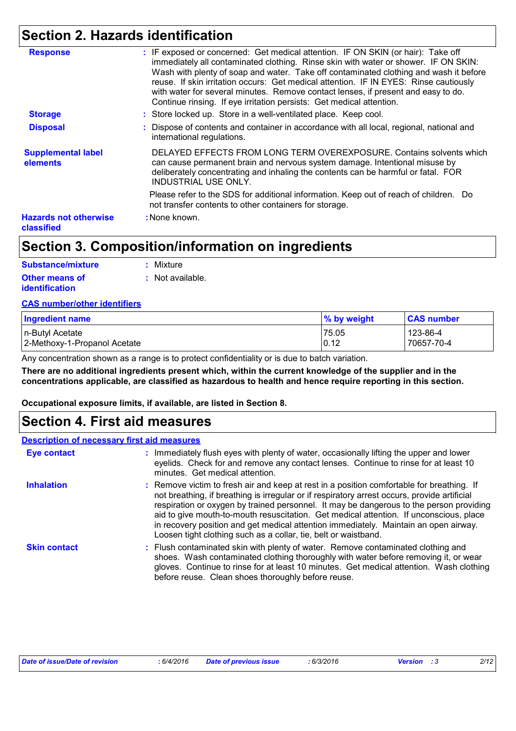## Section 2. Hazards identification

**Response** : IF exposed or concerned: Get medical attention. IF ON SKIN (or hair): Take off immediately all contaminated clothing. Rinse skin with water or shower. IF ON SKIN: Wash with plenty of soap and water. Take off contaminated clothing and wash it before reuse. If skin irritation occurs: Get medical attention. IF IN EYES: Rinse cautiously with water for several minutes. Remove contact lenses, if present and easy to do. Continue rinsing. If eye irritation persists: Get medical attention.

**Storage** : Store locked up. Store in a well-ventilated place. Keep cool.

**Disposal** : Dispose of contents and container in accordance with all local, regional, national and international regulations.

**Supplemental label elements** DELAYED EFFECTS FROM LONG TERM OVEREXPOSURE. Contains solvents which can cause permanent brain and nervous system damage. Intentional misuse by deliberately concentrating and inhaling the contents can be harmful or fatal. FOR INDUSTRIAL USE ONLY.

Please refer to the SDS for additional information. Keep out of reach of children. Do not transfer contents to other containers for storage.

**Hazards not otherwise classified** : None known.

## Section 3. Composition/information on ingredients

**Substance/mixture** : Mixture

**Other means of identification** : Not available.

**CAS number/other identifiers**

| Ingredient name | % by weight | CAS number |
|---|---|---|
| n-Butyl Acetate | 75.05 | 123-86-4 |
| 2-Methoxy-1-Propanol Acetate | 0.12 | 70657-70-4 |

Any concentration shown as a range is to protect confidentiality or is due to batch variation.

**There are no additional ingredients present which, within the current knowledge of the supplier and in the concentrations applicable, are classified as hazardous to health and hence require reporting in this section.**

**Occupational exposure limits, if available, are listed in Section 8.**

## Section 4. First aid measures

**Description of necessary first aid measures**

**Eye contact** : Immediately flush eyes with plenty of water, occasionally lifting the upper and lower eyelids. Check for and remove any contact lenses. Continue to rinse for at least 10 minutes. Get medical attention.

**Inhalation** : Remove victim to fresh air and keep at rest in a position comfortable for breathing. If not breathing, if breathing is irregular or if respiratory arrest occurs, provide artificial respiration or oxygen by trained personnel. It may be dangerous to the person providing aid to give mouth-to-mouth resuscitation. Get medical attention. If unconscious, place in recovery position and get medical attention immediately. Maintain an open airway. Loosen tight clothing such as a collar, tie, belt or waistband.

**Skin contact** : Flush contaminated skin with plenty of water. Remove contaminated clothing and shoes. Wash contaminated clothing thoroughly with water before removing it, or wear gloves. Continue to rinse for at least 10 minutes. Get medical attention. Wash clothing before reuse. Clean shoes thoroughly before reuse.

*Date of issue/Date of revision* : 6/4/2016 *Date of previous issue* : 6/3/2016 *Version* : 3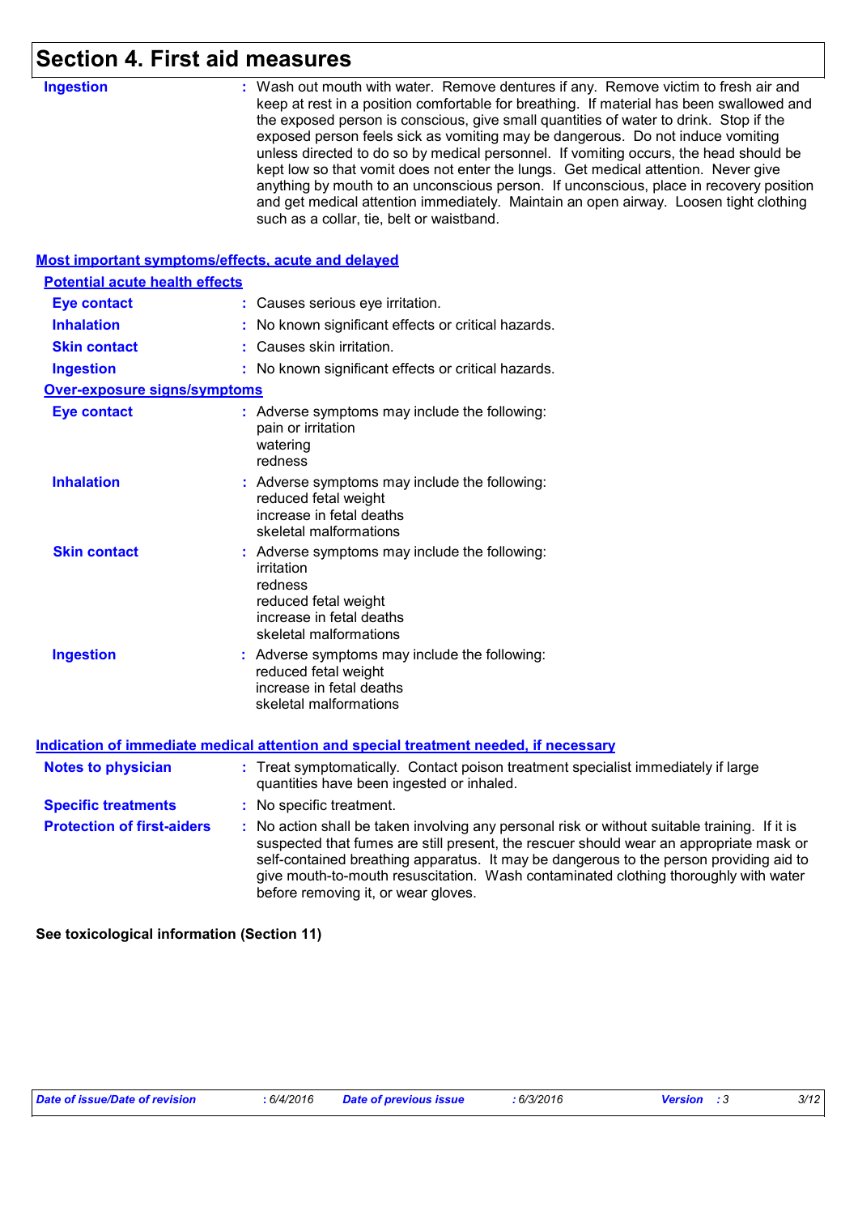# Section 4. First aid measures

**Ingestion** : Wash out mouth with water. Remove dentures if any. Remove victim to fresh air and keep at rest in a position comfortable for breathing. If material has been swallowed and the exposed person is conscious, give small quantities of water to drink. Stop if the exposed person feels sick as vomiting may be dangerous. Do not induce vomiting unless directed to do so by medical personnel. If vomiting occurs, the head should be kept low so that vomit does not enter the lungs. Get medical attention. Never give anything by mouth to an unconscious person. If unconscious, place in recovery position and get medical attention immediately. Maintain an open airway. Loosen tight clothing such as a collar, tie, belt or waistband.

## Most important symptoms/effects, acute and delayed

### Potential acute health effects

**Eye contact** : Causes serious eye irritation.

**Inhalation** : No known significant effects or critical hazards.

**Skin contact** : Causes skin irritation.

**Ingestion** : No known significant effects or critical hazards.

### Over-exposure signs/symptoms

**Eye contact** : Adverse symptoms may include the following:
pain or irritation
watering
redness

**Inhalation** : Adverse symptoms may include the following:
reduced fetal weight
increase in fetal deaths
skeletal malformations

**Skin contact** : Adverse symptoms may include the following:
irritation
redness
reduced fetal weight
increase in fetal deaths
skeletal malformations

**Ingestion** : Adverse symptoms may include the following:
reduced fetal weight
increase in fetal deaths
skeletal malformations

## Indication of immediate medical attention and special treatment needed, if necessary

**Notes to physician** : Treat symptomatically. Contact poison treatment specialist immediately if large quantities have been ingested or inhaled.

**Specific treatments** : No specific treatment.

**Protection of first-aiders** : No action shall be taken involving any personal risk or without suitable training. If it is suspected that fumes are still present, the rescuer should wear an appropriate mask or self-contained breathing apparatus. It may be dangerous to the person providing aid to give mouth-to-mouth resuscitation. Wash contaminated clothing thoroughly with water before removing it, or wear gloves.

**See toxicological information (Section 11)**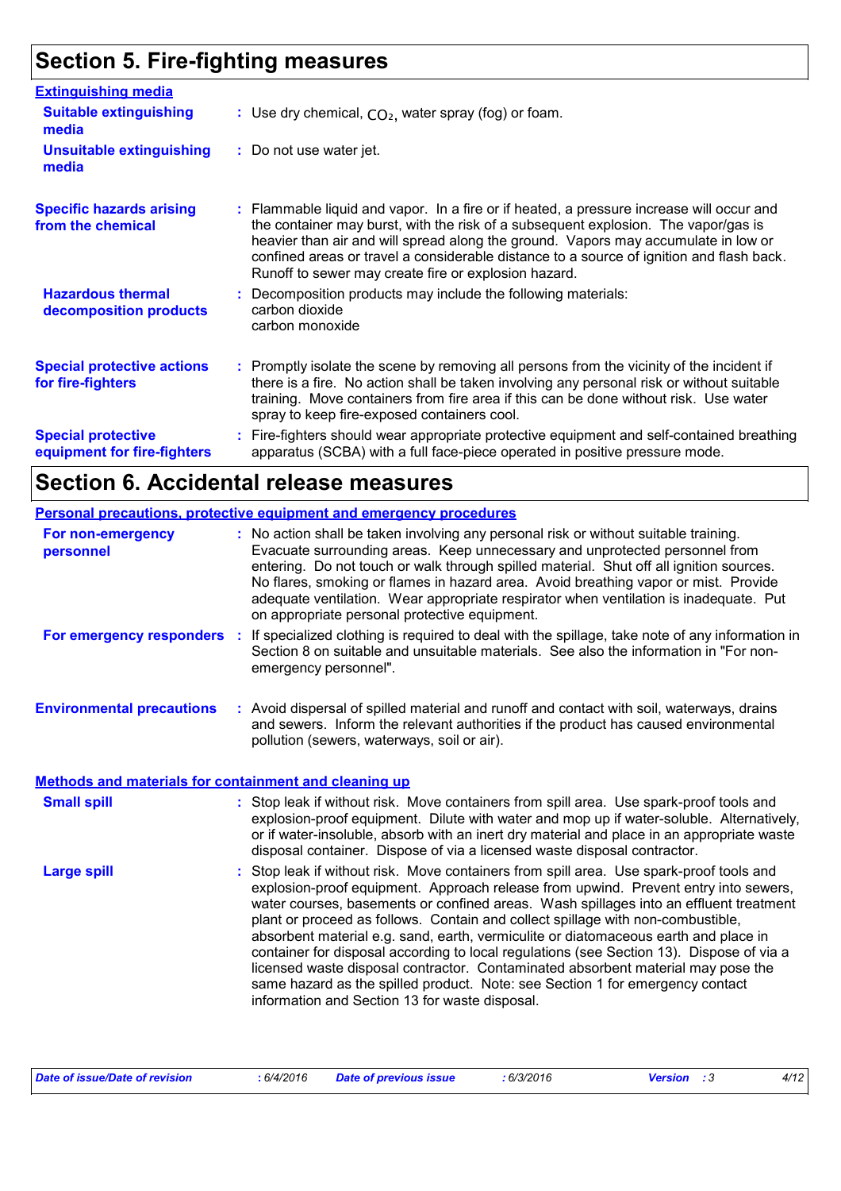# Section 5. Fire-fighting measures

## Extinguishing media

**Suitable extinguishing media** : Use dry chemical, $CO_2$, water spray (fog) or foam.

**Unsuitable extinguishing media** : Do not use water jet.

**Specific hazards arising from the chemical** : Flammable liquid and vapor. In a fire or if heated, a pressure increase will occur and the container may burst, with the risk of a subsequent explosion. The vapor/gas is heavier than air and will spread along the ground. Vapors may accumulate in low or confined areas or travel a considerable distance to a source of ignition and flash back. Runoff to sewer may create fire or explosion hazard.

**Hazardous thermal decomposition products** : Decomposition products may include the following materials:
carbon dioxide
carbon monoxide

**Special protective actions for fire-fighters** : Promptly isolate the scene by removing all persons from the vicinity of the incident if there is a fire. No action shall be taken involving any personal risk or without suitable training. Move containers from fire area if this can be done without risk. Use water spray to keep fire-exposed containers cool.

**Special protective equipment for fire-fighters** : Fire-fighters should wear appropriate protective equipment and self-contained breathing apparatus (SCBA) with a full face-piece operated in positive pressure mode.

# Section 6. Accidental release measures

## Personal precautions, protective equipment and emergency procedures

**For non-emergency personnel** : No action shall be taken involving any personal risk or without suitable training. Evacuate surrounding areas. Keep unnecessary and unprotected personnel from entering. Do not touch or walk through spilled material. Shut off all ignition sources. No flares, smoking or flames in hazard area. Avoid breathing vapor or mist. Provide adequate ventilation. Wear appropriate respirator when ventilation is inadequate. Put on appropriate personal protective equipment.

**For emergency responders** : If specialized clothing is required to deal with the spillage, take note of any information in Section 8 on suitable and unsuitable materials. See also the information in "For non-emergency personnel".

**Environmental precautions** : Avoid dispersal of spilled material and runoff and contact with soil, waterways, drains and sewers. Inform the relevant authorities if the product has caused environmental pollution (sewers, waterways, soil or air).

## Methods and materials for containment and cleaning up

**Small spill** : Stop leak if without risk. Move containers from spill area. Use spark-proof tools and explosion-proof equipment. Dilute with water and mop up if water-soluble. Alternatively, or if water-insoluble, absorb with an inert dry material and place in an appropriate waste disposal container. Dispose of via a licensed waste disposal contractor.

**Large spill** : Stop leak if without risk. Move containers from spill area. Use spark-proof tools and explosion-proof equipment. Approach release from upwind. Prevent entry into sewers, water courses, basements or confined areas. Wash spillages into an effluent treatment plant or proceed as follows. Contain and collect spillage with non-combustible, absorbent material e.g. sand, earth, vermiculite or diatomaceous earth and place in container for disposal according to local regulations (see Section 13). Dispose of via a licensed waste disposal contractor. Contaminated absorbent material may pose the same hazard as the spilled product. Note: see Section 1 for emergency contact information and Section 13 for waste disposal.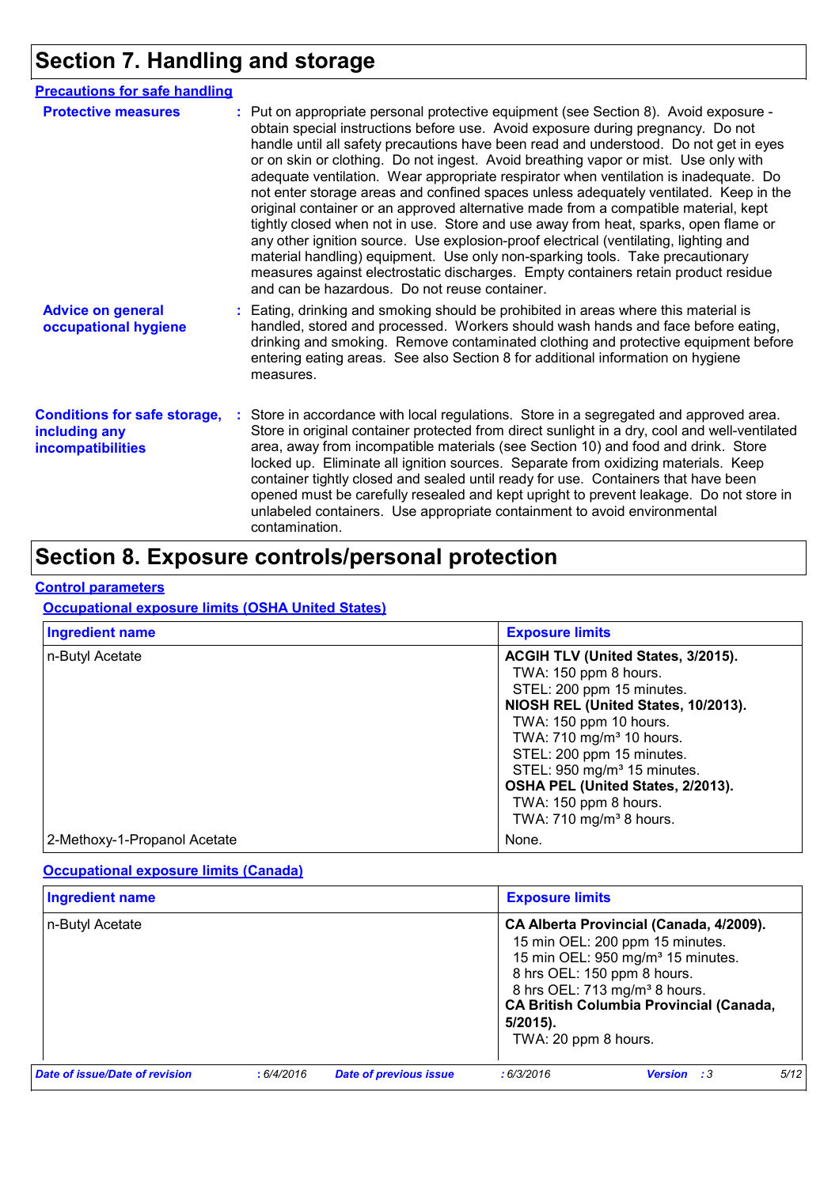# Section 7. Handling and storage

## Precautions for safe handling

**Protective measures** : Put on appropriate personal protective equipment (see Section 8). Avoid exposure - obtain special instructions before use. Avoid exposure during pregnancy. Do not handle until all safety precautions have been read and understood. Do not get in eyes or on skin or clothing. Do not ingest. Avoid breathing vapor or mist. Use only with adequate ventilation. Wear appropriate respirator when ventilation is inadequate. Do not enter storage areas and confined spaces unless adequately ventilated. Keep in the original container or an approved alternative made from a compatible material, kept tightly closed when not in use. Store and use away from heat, sparks, open flame or any other ignition source. Use explosion-proof electrical (ventilating, lighting and material handling) equipment. Use only non-sparking tools. Take precautionary measures against electrostatic discharges. Empty containers retain product residue and can be hazardous. Do not reuse container.

**Advice on general occupational hygiene** : Eating, drinking and smoking should be prohibited in areas where this material is handled, stored and processed. Workers should wash hands and face before eating, drinking and smoking. Remove contaminated clothing and protective equipment before entering eating areas. See also Section 8 for additional information on hygiene measures.

**Conditions for safe storage, including any incompatibilities** : Store in accordance with local regulations. Store in a segregated and approved area. Store in original container protected from direct sunlight in a dry, cool and well-ventilated area, away from incompatible materials (see Section 10) and food and drink. Store locked up. Eliminate all ignition sources. Separate from oxidizing materials. Keep container tightly closed and sealed until ready for use. Containers that have been opened must be carefully resealed and kept upright to prevent leakage. Do not store in unlabeled containers. Use appropriate containment to avoid environmental contamination.

# Section 8. Exposure controls/personal protection

## Control parameters

### Occupational exposure limits (OSHA United States)

| Ingredient name | Exposure limits |
|---|---|
| n-Butyl Acetate | **ACGIH TLV (United States, 3/2015).**<br>TWA: 150 ppm 8 hours.<br>STEL: 200 ppm 15 minutes.<br>**NIOSH REL (United States, 10/2013).**<br>TWA: 150 ppm 10 hours.<br>TWA: 710 mg/m³ 10 hours.<br>STEL: 200 ppm 15 minutes.<br>STEL: 950 mg/m³ 15 minutes.<br>**OSHA PEL (United States, 2/2013).**<br>TWA: 150 ppm 8 hours.<br>TWA: 710 mg/m³ 8 hours. |
| 2-Methoxy-1-Propanol Acetate | None. |

### Occupational exposure limits (Canada)

| Ingredient name | Exposure limits |
|---|---|
| n-Butyl Acetate | **CA Alberta Provincial (Canada, 4/2009).**<br>15 min OEL: 200 ppm 15 minutes.<br>15 min OEL: 950 mg/m³ 15 minutes.<br>8 hrs OEL: 150 ppm 8 hours.<br>8 hrs OEL: 713 mg/m³ 8 hours.<br>**CA British Columbia Provincial (Canada, 5/2015).**<br>TWA: 20 ppm 8 hours. |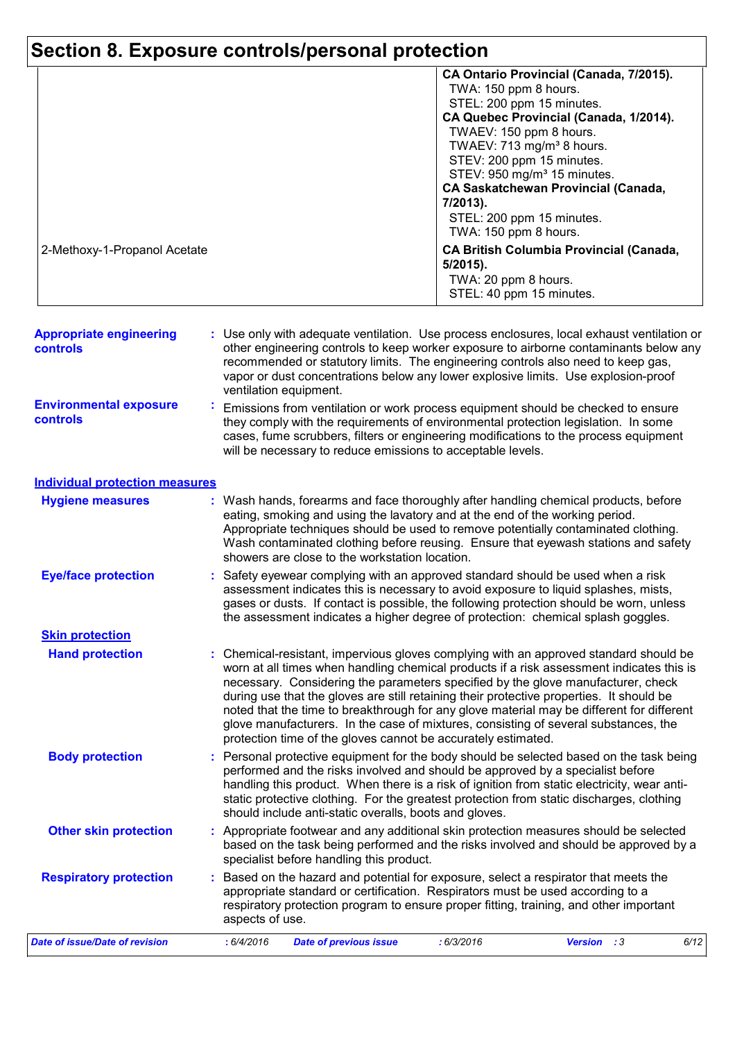# Section 8. Exposure controls/personal protection

| | |
|---|---|
| | **CA Ontario Provincial (Canada, 7/2015).**<br>TWA: 150 ppm 8 hours.<br>STEL: 200 ppm 15 minutes.<br>**CA Quebec Provincial (Canada, 1/2014).**<br>TWAEV: 150 ppm 8 hours.<br>TWAEV: 713 mg/m³ 8 hours.<br>STEV: 200 ppm 15 minutes.<br>STEV: 950 mg/m³ 15 minutes.<br>**CA Saskatchewan Provincial (Canada, 7/2013).**<br>STEL: 200 ppm 15 minutes.<br>TWA: 150 ppm 8 hours. |
| 2-Methoxy-1-Propanol Acetate | **CA British Columbia Provincial (Canada, 5/2015).**<br>TWA: 20 ppm 8 hours.<br>STEL: 40 ppm 15 minutes. |

**Appropriate engineering controls** : Use only with adequate ventilation. Use process enclosures, local exhaust ventilation or other engineering controls to keep worker exposure to airborne contaminants below any recommended or statutory limits. The engineering controls also need to keep gas, vapor or dust concentrations below any lower explosive limits. Use explosion-proof ventilation equipment.

**Environmental exposure controls** : Emissions from ventilation or work process equipment should be checked to ensure they comply with the requirements of environmental protection legislation. In some cases, fume scrubbers, filters or engineering modifications to the process equipment will be necessary to reduce emissions to acceptable levels.

## Individual protection measures

**Hygiene measures** : Wash hands, forearms and face thoroughly after handling chemical products, before eating, smoking and using the lavatory and at the end of the working period. Appropriate techniques should be used to remove potentially contaminated clothing. Wash contaminated clothing before reusing. Ensure that eyewash stations and safety showers are close to the workstation location.

**Eye/face protection** : Safety eyewear complying with an approved standard should be used when a risk assessment indicates this is necessary to avoid exposure to liquid splashes, mists, gases or dusts. If contact is possible, the following protection should be worn, unless the assessment indicates a higher degree of protection: chemical splash goggles.

### Skin protection

**Hand protection** : Chemical-resistant, impervious gloves complying with an approved standard should be worn at all times when handling chemical products if a risk assessment indicates this is necessary. Considering the parameters specified by the glove manufacturer, check during use that the gloves are still retaining their protective properties. It should be noted that the time to breakthrough for any glove material may be different for different glove manufacturers. In the case of mixtures, consisting of several substances, the protection time of the gloves cannot be accurately estimated.

**Body protection** : Personal protective equipment for the body should be selected based on the task being performed and the risks involved and should be approved by a specialist before handling this product. When there is a risk of ignition from static electricity, wear anti-static protective clothing. For the greatest protection from static discharges, clothing should include anti-static overalls, boots and gloves.

**Other skin protection** : Appropriate footwear and any additional skin protection measures should be selected based on the task being performed and the risks involved and should be approved by a specialist before handling this product.

**Respiratory protection** : Based on the hazard and potential for exposure, select a respirator that meets the appropriate standard or certification. Respirators must be used according to a respiratory protection program to ensure proper fitting, training, and other important aspects of use.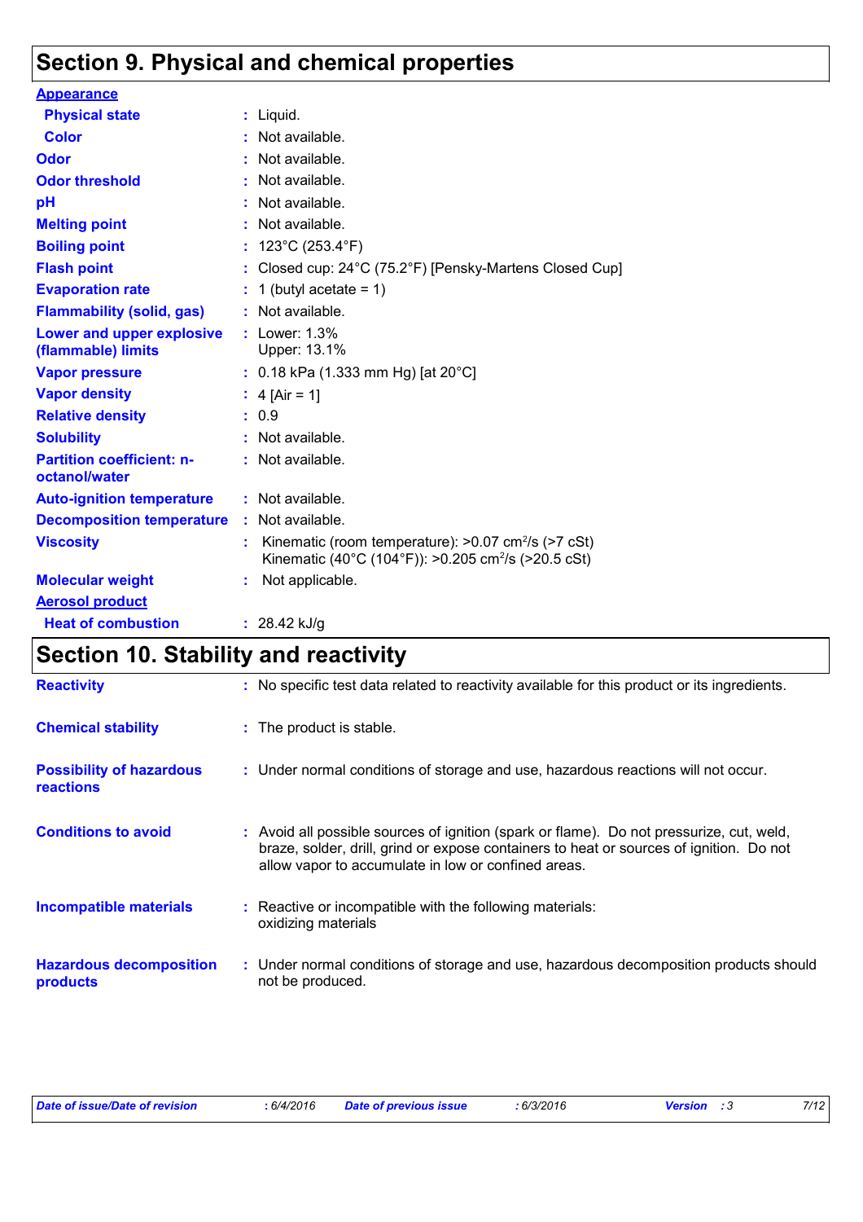# Section 9. Physical and chemical properties

| | |
|---|---|
| **Appearance** | |
| **Physical state** | : Liquid. |
| **Color** | : Not available. |
| **Odor** | : Not available. |
| **Odor threshold** | : Not available. |
| **pH** | : Not available. |
| **Melting point** | : Not available. |
| **Boiling point** | : 123°C (253.4°F) |
| **Flash point** | : Closed cup: 24°C (75.2°F) [Pensky-Martens Closed Cup] |
| **Evaporation rate** | : 1 (butyl acetate = 1) |
| **Flammability (solid, gas)** | : Not available. |
| **Lower and upper explosive (flammable) limits** | : Lower: 1.3% Upper: 13.1% |
| **Vapor pressure** | : 0.18 kPa (1.333 mm Hg) [at 20°C] |
| **Vapor density** | : 4 [Air = 1] |
| **Relative density** | : 0.9 |
| **Solubility** | : Not available. |
| **Partition coefficient: n-octanol/water** | : Not available. |
| **Auto-ignition temperature** | : Not available. |
| **Decomposition temperature** | : Not available. |
| **Viscosity** | : Kinematic (room temperature): >0.07 $cm^2/s$ (>7 cSt) Kinematic (40°C (104°F)): >0.205 $cm^2/s$ (>20.5 cSt) |
| **Molecular weight** | : Not applicable. |
| **Aerosol product** | |
| **Heat of combustion** | : 28.42 kJ/g |

# Section 10. Stability and reactivity

| | |
|---|---|
| **Reactivity** | : No specific test data related to reactivity available for this product or its ingredients. |
| **Chemical stability** | : The product is stable. |
| **Possibility of hazardous reactions** | : Under normal conditions of storage and use, hazardous reactions will not occur. |
| **Conditions to avoid** | : Avoid all possible sources of ignition (spark or flame). Do not pressurize, cut, weld, braze, solder, drill, grind or expose containers to heat or sources of ignition. Do not allow vapor to accumulate in low or confined areas. |
| **Incompatible materials** | : Reactive or incompatible with the following materials: oxidizing materials |
| **Hazardous decomposition products** | : Under normal conditions of storage and use, hazardous decomposition products should not be produced. |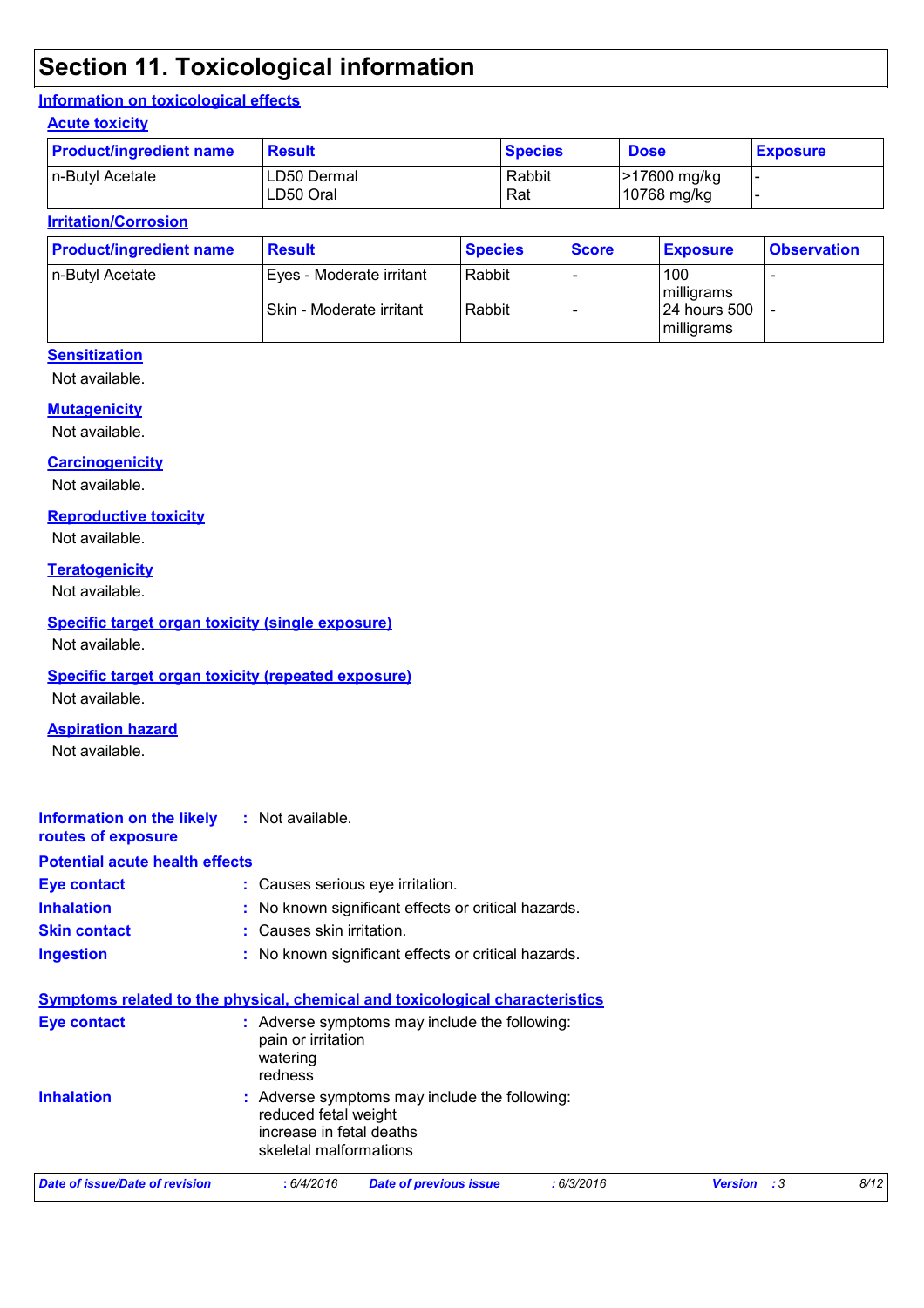# Section 11. Toxicological information

## Information on toxicological effects

### Acute toxicity

| Product/ingredient name | Result | Species | Dose | Exposure |
| --- | --- | --- | --- | --- |
| n-Butyl Acetate | LD50 Dermal<br>LD50 Oral | Rabbit<br>Rat | >17600 mg/kg<br>10768 mg/kg | -<br>- |

### Irritation/Corrosion

| Product/ingredient name | Result | Species | Score | Exposure | Observation |
| --- | --- | --- | --- | --- | --- |
| n-Butyl Acetate | Eyes - Moderate irritant | Rabbit | - | 100 milligrams | - |
| | Skin - Moderate irritant | Rabbit | - | 24 hours 500 milligrams | - |

### Sensitization

Not available.

### Mutagenicity

Not available.

### Carcinogenicity

Not available.

### Reproductive toxicity

Not available.

### Teratogenicity

Not available.

### Specific target organ toxicity (single exposure)

Not available.

### Specific target organ toxicity (repeated exposure)

Not available.

### Aspiration hazard

Not available.

**Information on the likely routes of exposure** : Not available.

### Potential acute health effects

**Eye contact** : Causes serious eye irritation.

**Inhalation** : No known significant effects or critical hazards.

**Skin contact** : Causes skin irritation.

**Ingestion** : No known significant effects or critical hazards.

### Symptoms related to the physical, chemical and toxicological characteristics

**Eye contact** : Adverse symptoms may include the following:
pain or irritation
watering
redness

**Inhalation** : Adverse symptoms may include the following:
reduced fetal weight
increase in fetal deaths
skeletal malformations

*Date of issue/Date of revision* : 6/4/2016 *Date of previous issue* : 6/3/2016 *Version* : 3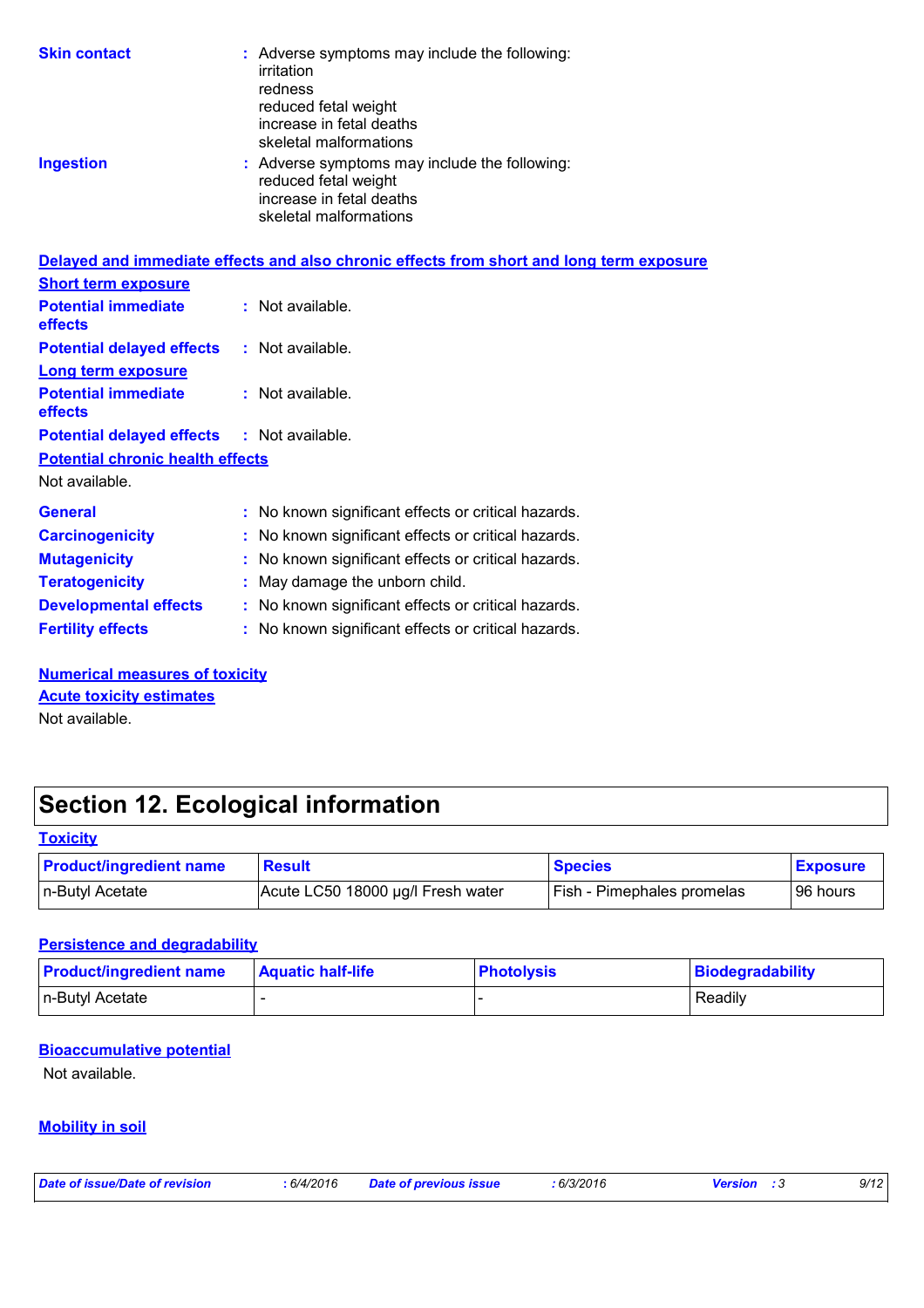**Skin contact** : Adverse symptoms may include the following:
irritation
redness
reduced fetal weight
increase in fetal deaths
skeletal malformations

**Ingestion** : Adverse symptoms may include the following:
reduced fetal weight
increase in fetal deaths
skeletal malformations

**Delayed and immediate effects and also chronic effects from short and long term exposure**

**Short term exposure**

**Potential immediate effects** : Not available.

**Potential delayed effects** : Not available.

**Long term exposure**

**Potential immediate effects** : Not available.

**Potential delayed effects** : Not available.

**Potential chronic health effects**

Not available.

**General** : No known significant effects or critical hazards.

**Carcinogenicity** : No known significant effects or critical hazards.

**Mutagenicity** : No known significant effects or critical hazards.

**Teratogenicity** : May damage the unborn child.

**Developmental effects** : No known significant effects or critical hazards.

**Fertility effects** : No known significant effects or critical hazards.

**Numerical measures of toxicity**

**Acute toxicity estimates**

Not available.

## Section 12. Ecological information

**Toxicity**

| Product/ingredient name | Result | Species | Exposure |
| --- | --- | --- | --- |
| n-Butyl Acetate | Acute LC50 18000 µg/l Fresh water | Fish - Pimephales promelas | 96 hours |

**Persistence and degradability**

| Product/ingredient name | Aquatic half-life | Photolysis | Biodegradability |
| --- | --- | --- | --- |
| n-Butyl Acetate | - | - | Readily |

**Bioaccumulative potential**

Not available.

**Mobility in soil**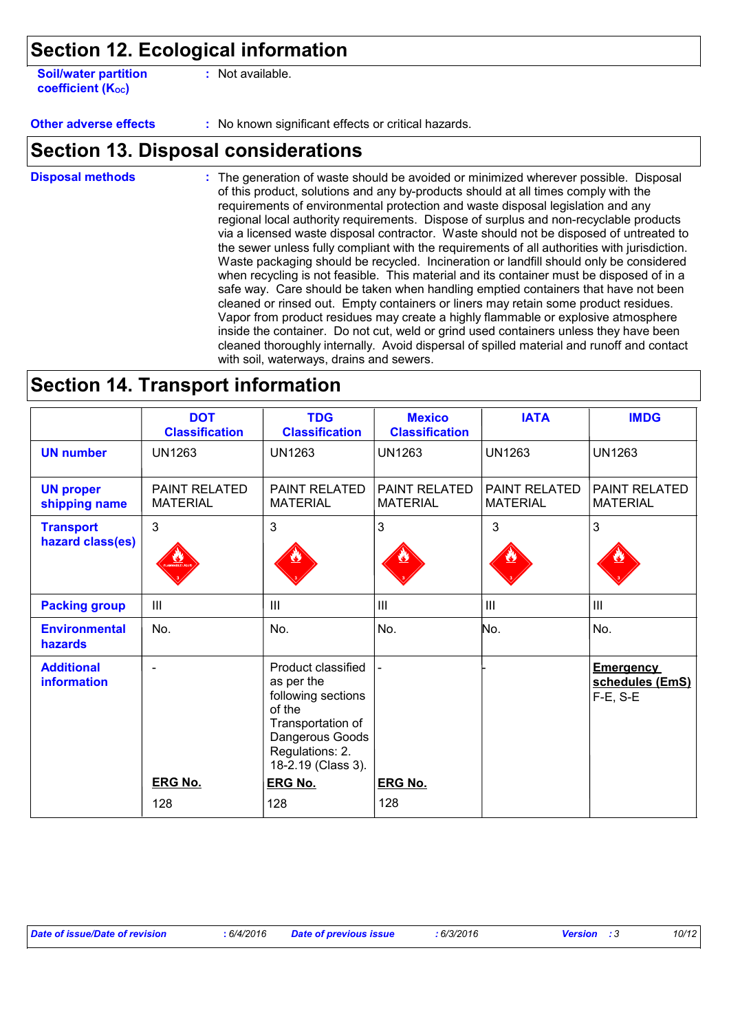## Section 12. Ecological information

**Soil/water partition coefficient ($K_{OC}$)** : Not available.

**Other adverse effects** : No known significant effects or critical hazards.

## Section 13. Disposal considerations

**Disposal methods** : The generation of waste should be avoided or minimized wherever possible. Disposal of this product, solutions and any by-products should at all times comply with the requirements of environmental protection and waste disposal legislation and any regional local authority requirements. Dispose of surplus and non-recyclable products via a licensed waste disposal contractor. Waste should not be disposed of untreated to the sewer unless fully compliant with the requirements of all authorities with jurisdiction. Waste packaging should be recycled. Incineration or landfill should only be considered when recycling is not feasible. This material and its container must be disposed of in a safe way. Care should be taken when handling emptied containers that have not been cleaned or rinsed out. Empty containers or liners may retain some product residues. Vapor from product residues may create a highly flammable or explosive atmosphere inside the container. Do not cut, weld or grind used containers unless they have been cleaned thoroughly internally. Avoid dispersal of spilled material and runoff and contact with soil, waterways, drains and sewers.

## Section 14. Transport information

| | DOT Classification | TDG Classification | Mexico Classification | IATA | IMDG |
|---|---|---|---|---|---|
| **UN number** | UN1263 | UN1263 | UN1263 | UN1263 | UN1263 |
| **UN proper shipping name** | PAINT RELATED MATERIAL | PAINT RELATED MATERIAL | PAINT RELATED MATERIAL | PAINT RELATED MATERIAL | PAINT RELATED MATERIAL |
| **Transport hazard class(es)** | 3 | 3 | 3 | 3 | 3 |
| **Packing group** | III | III | III | III | III |
| **Environmental hazards** | No. | No. | No. | No. | No. |
| **Additional information** | - <br> **ERG No.** <br> 128 | Product classified as per the following sections of the Transportation of Dangerous Goods Regulations: 2.18-2.19 (Class 3). <br> **ERG No.** <br> 128 | - <br> **ERG No.** <br> 128 | - | **Emergency schedules (EmS)** <br> F-E, S-E |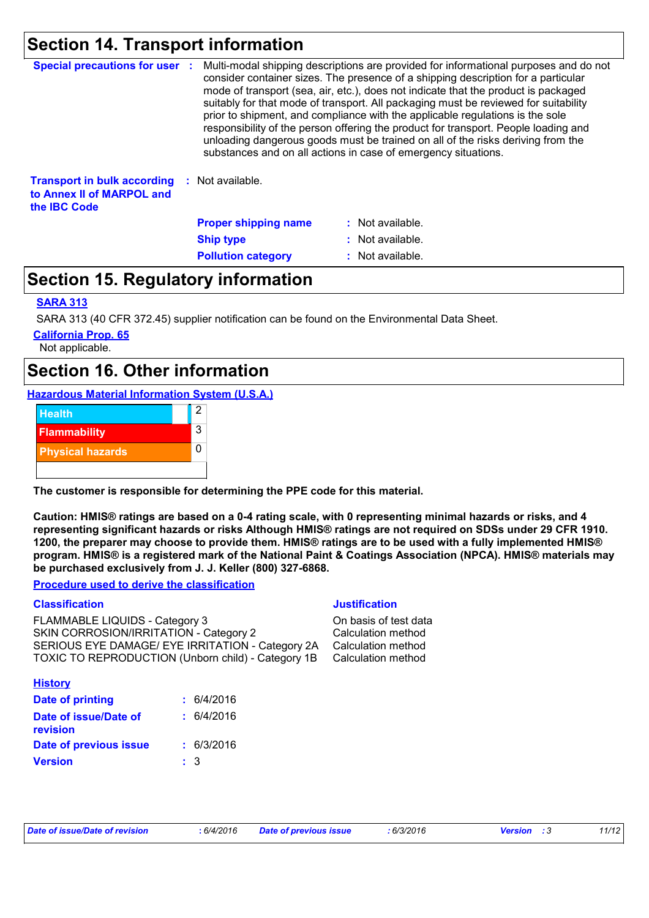## Section 14. Transport information

**Special precautions for user** : Multi-modal shipping descriptions are provided for informational purposes and do not consider container sizes. The presence of a shipping description for a particular mode of transport (sea, air, etc.), does not indicate that the product is packaged suitably for that mode of transport. All packaging must be reviewed for suitability prior to shipment, and compliance with the applicable regulations is the sole responsibility of the person offering the product for transport. People loading and unloading dangerous goods must be trained on all of the risks deriving from the substances and on all actions in case of emergency situations.

**Transport in bulk according to Annex II of MARPOL and the IBC Code** : Not available.

**Proper shipping name** : Not available.
**Ship type** : Not available.
**Pollution category** : Not available.

## Section 15. Regulatory information

**SARA 313**

SARA 313 (40 CFR 372.45) supplier notification can be found on the Environmental Data Sheet.

**California Prop. 65**

Not applicable.

## Section 16. Other information

**Hazardous Material Information System (U.S.A.)**

| | |
|---|---|
| Health | 2 |
| Flammability | 3 |
| Physical hazards | 0 |

**The customer is responsible for determining the PPE code for this material.**

**Caution: HMIS® ratings are based on a 0-4 rating scale, with 0 representing minimal hazards or risks, and 4 representing significant hazards or risks Although HMIS® ratings are not required on SDSs under 29 CFR 1910. 1200, the preparer may choose to provide them. HMIS® ratings are to be used with a fully implemented HMIS® program. HMIS® is a registered mark of the National Paint & Coatings Association (NPCA). HMIS® materials may be purchased exclusively from J. J. Keller (800) 327-6868.**

**Procedure used to derive the classification**

| Classification | Justification |
|---|---|
| FLAMMABLE LIQUIDS - Category 3 | On basis of test data |
| SKIN CORROSION/IRRITATION - Category 2 | Calculation method |
| SERIOUS EYE DAMAGE/ EYE IRRITATION - Category 2A | Calculation method |
| TOXIC TO REPRODUCTION (Unborn child) - Category 1B | Calculation method |

**History**

**Date of printing** : 6/4/2016
**Date of issue/Date of revision** : 6/4/2016
**Date of previous issue** : 6/3/2016
**Version** : 3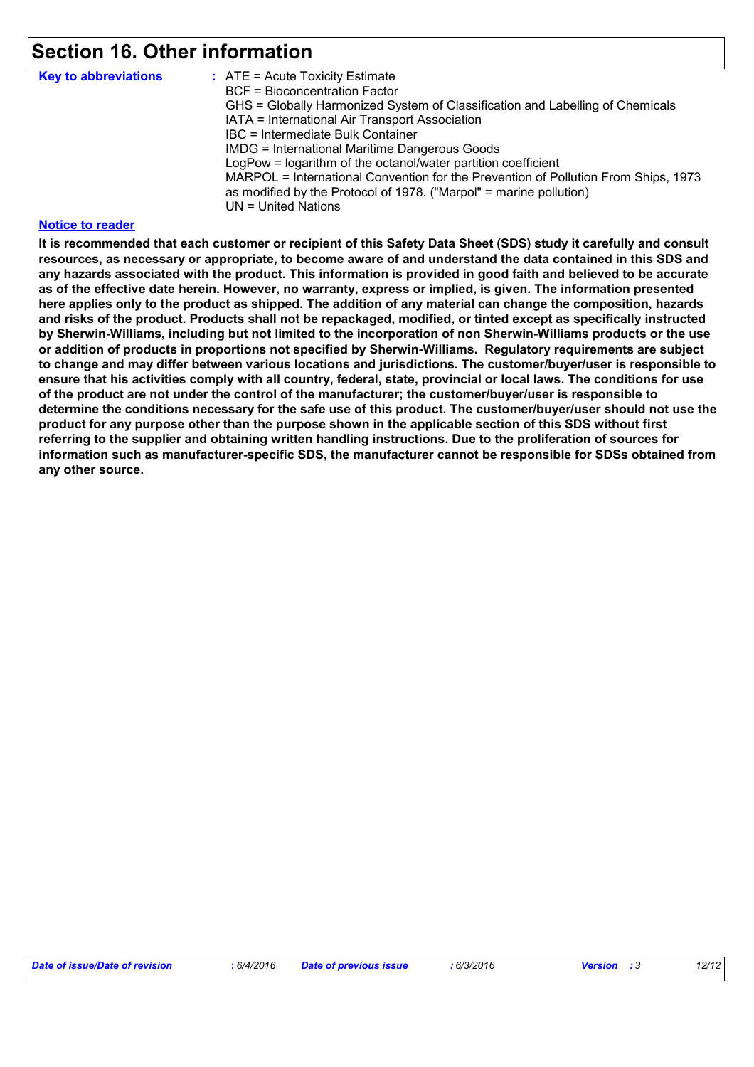## Section 16. Other information

**Key to abbreviations** : ATE = Acute Toxicity Estimate
BCF = Bioconcentration Factor
GHS = Globally Harmonized System of Classification and Labelling of Chemicals
IATA = International Air Transport Association
IBC = Intermediate Bulk Container
IMDG = International Maritime Dangerous Goods
LogPow = logarithm of the octanol/water partition coefficient
MARPOL = International Convention for the Prevention of Pollution From Ships, 1973 as modified by the Protocol of 1978. ("Marpol" = marine pollution)
UN = United Nations

**Notice to reader**

**It is recommended that each customer or recipient of this Safety Data Sheet (SDS) study it carefully and consult resources, as necessary or appropriate, to become aware of and understand the data contained in this SDS and any hazards associated with the product. This information is provided in good faith and believed to be accurate as of the effective date herein. However, no warranty, express or implied, is given. The information presented here applies only to the product as shipped. The addition of any material can change the composition, hazards and risks of the product. Products shall not be repackaged, modified, or tinted except as specifically instructed by Sherwin-Williams, including but not limited to the incorporation of non Sherwin-Williams products or the use or addition of products in proportions not specified by Sherwin-Williams. Regulatory requirements are subject to change and may differ between various locations and jurisdictions. The customer/buyer/user is responsible to ensure that his activities comply with all country, federal, state, provincial or local laws. The conditions for use of the product are not under the control of the manufacturer; the customer/buyer/user is responsible to determine the conditions necessary for the safe use of this product. The customer/buyer/user should not use the product for any purpose other than the purpose shown in the applicable section of this SDS without first referring to the supplier and obtaining written handling instructions. Due to the proliferation of sources for information such as manufacturer-specific SDS, the manufacturer cannot be responsible for SDSs obtained from any other source.**